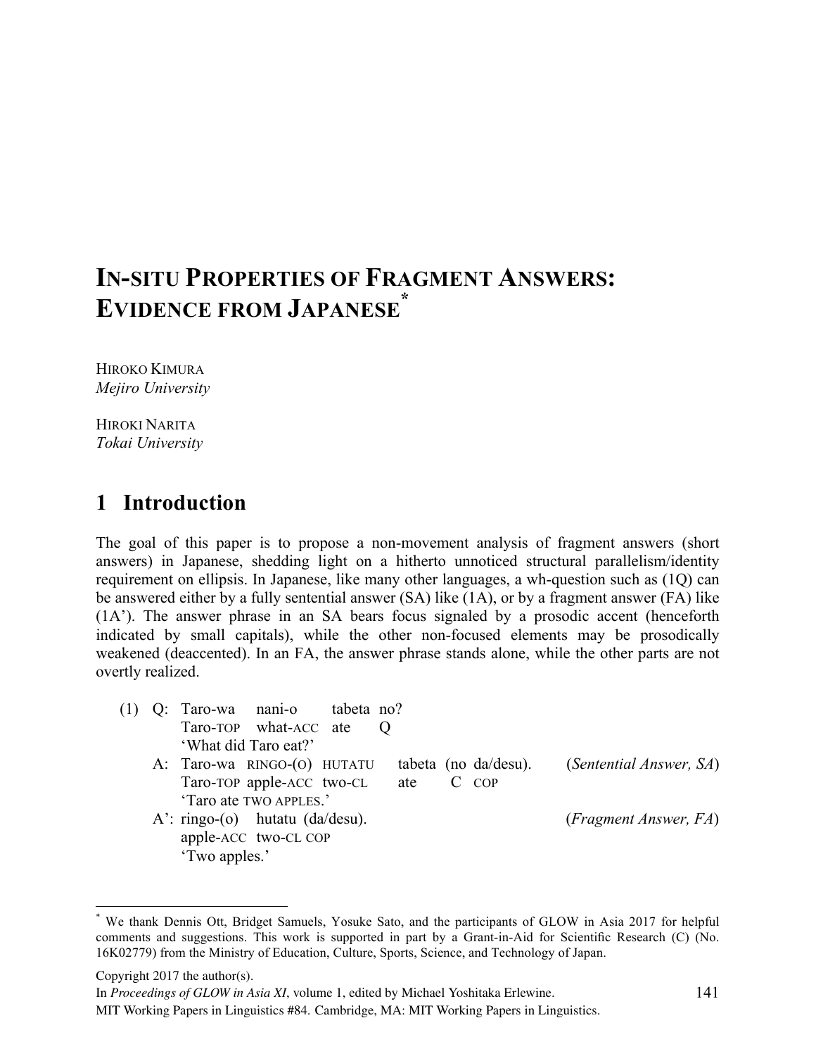# IN-SITU PROPERTIES OF FRAGMENT ANSWERS: EVIDENCE FROM JAPANESE*

HIROKO KIMURA
*Mejiro University*

HIROKI NARITA
*Tokai University*

## 1 Introduction

The goal of this paper is to propose a non-movement analysis of fragment answers (short answers) in Japanese, shedding light on a hitherto unnoticed structural parallelism/identity requirement on ellipsis. In Japanese, like many other languages, a wh-question such as (1Q) can be answered either by a fully sentential answer (SA) like (1A), or by a fragment answer (FA) like (1A'). The answer phrase in an SA bears focus signaled by a prosodic accent (henceforth indicated by small capitals), while the other non-focused elements may be prosodically weakened (deaccented). In an FA, the answer phrase stands alone, while the other parts are not overtly realized.

(1) Q: Taro-wa nani-o tabeta no?
   Taro-TOP what-ACC ate Q
   'What did Taro eat?'

   A: Taro-wa RINGO-(O) HUTATU tabeta (no da/desu). (*Sentential Answer, SA*)
   Taro-TOP apple-ACC two-CL ate C COP
   'Taro ate TWO APPLES.'

   A': ringo-(o) hutatu (da/desu). (*Fragment Answer, FA*)
   apple-ACC two-CL COP
   'Two apples.'

---

* We thank Dennis Ott, Bridget Samuels, Yosuke Sato, and the participants of GLOW in Asia 2017 for helpful comments and suggestions. This work is supported in part by a Grant-in-Aid for Scientific Research (C) (No. 16K02779) from the Ministry of Education, Culture, Sports, Science, and Technology of Japan.

Copyright 2017 the author(s).
In *Proceedings of GLOW in Asia XI*, volume 1, edited by Michael Yoshitaka Erlewine.
MIT Working Papers in Linguistics #84. Cambridge, MA: MIT Working Papers in Linguistics.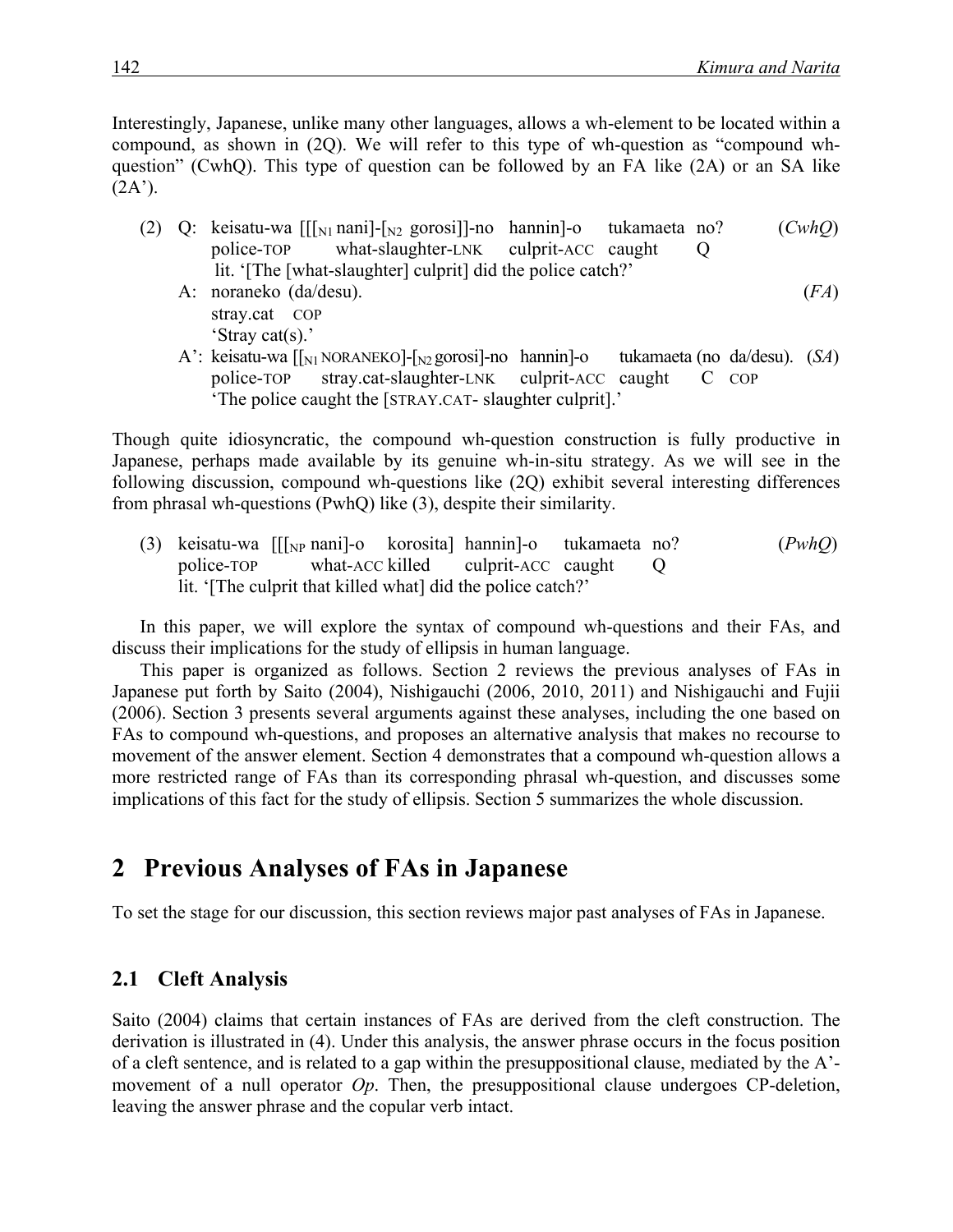Interestingly, Japanese, unlike many other languages, allows a wh-element to be located within a compound, as shown in (2Q). We will refer to this type of wh-question as "compound wh-question" (CwhQ). This type of question can be followed by an FA like (2A) or an SA like (2A').

(2) Q: keisatu-wa [[[$_{N1}$ nani]-[$_{N2}$ gorosi]]-no hannin]-o tukamaeta no? (*CwhQ*)
   police-TOP what-slaughter-LNK culprit-ACC caught Q
   lit. '[The [what-slaughter] culprit] did the police catch?'

   A: noraneko (da/desu). (*FA*)
   stray.cat COP
   'Stray cat(s).'

   A': keisatu-wa [[$_{N1}$ NORANEKO]-[$_{N2}$ gorosi]-no hannin]-o tukamaeta (no da/desu). (*SA*)
   police-TOP stray.cat-slaughter-LNK culprit-ACC caught C COP
   'The police caught the [STRAY.CAT- slaughter culprit].'

Though quite idiosyncratic, the compound wh-question construction is fully productive in Japanese, perhaps made available by its genuine wh-in-situ strategy. As we will see in the following discussion, compound wh-questions like (2Q) exhibit several interesting differences from phrasal wh-questions (PwhQ) like (3), despite their similarity.

(3) keisatu-wa [[[$_{NP}$ nani]-o korosita] hannin]-o tukamaeta no? (*PwhQ*)
   police-TOP what-ACC killed culprit-ACC caught Q
   lit. '[The culprit that killed what] did the police catch?'

In this paper, we will explore the syntax of compound wh-questions and their FAs, and discuss their implications for the study of ellipsis in human language.

This paper is organized as follows. Section 2 reviews the previous analyses of FAs in Japanese put forth by Saito (2004), Nishigauchi (2006, 2010, 2011) and Nishigauchi and Fujii (2006). Section 3 presents several arguments against these analyses, including the one based on FAs to compound wh-questions, and proposes an alternative analysis that makes no recourse to movement of the answer element. Section 4 demonstrates that a compound wh-question allows a more restricted range of FAs than its corresponding phrasal wh-question, and discusses some implications of this fact for the study of ellipsis. Section 5 summarizes the whole discussion.

# 2 Previous Analyses of FAs in Japanese

To set the stage for our discussion, this section reviews major past analyses of FAs in Japanese.

## 2.1 Cleft Analysis

Saito (2004) claims that certain instances of FAs are derived from the cleft construction. The derivation is illustrated in (4). Under this analysis, the answer phrase occurs in the focus position of a cleft sentence, and is related to a gap within the presuppositional clause, mediated by the A'-movement of a null operator *Op*. Then, the presuppositional clause undergoes CP-deletion, leaving the answer phrase and the copular verb intact.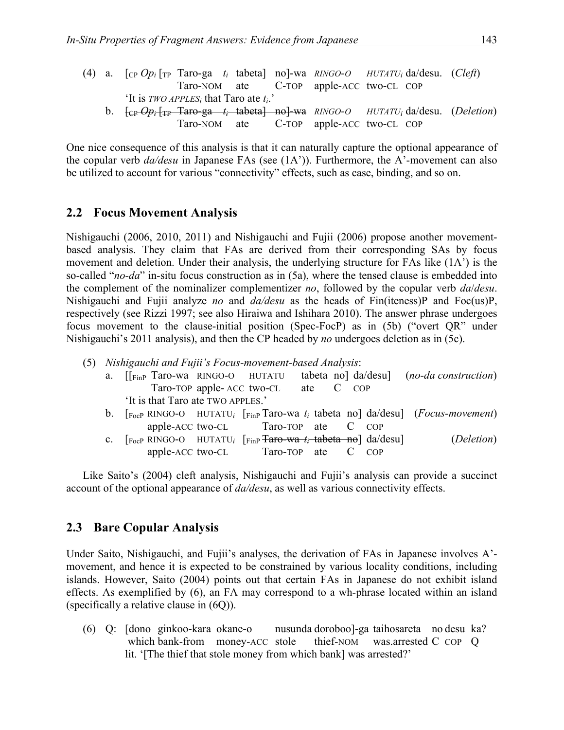(4) a. [$_{CP}$ *Op$_i$* [$_{TP}$ Taro-ga $t_i$ tabeta] no]-wa *RINGO-O HUTATU$_i$* da/desu. (*Cleft*)
Taro-NOM ate C-TOP apple-ACC two-CL COP
'It is *TWO APPLES$_i$* that Taro ate $t_i$.'

b. ~~[$_{CP}$ *Op$_i$* [$_{TP}$ Taro-ga $t_i$ tabeta] no]-wa~~ *RINGO-O HUTATU$_i$* da/desu. (*Deletion*)
Taro-NOM ate C-TOP apple-ACC two-CL COP

One nice consequence of this analysis is that it can naturally capture the optional appearance of the copular verb *da/desu* in Japanese FAs (see (1A')). Furthermore, the A'-movement can also be utilized to account for various "connectivity" effects, such as case, binding, and so on.

## 2.2 Focus Movement Analysis

Nishigauchi (2006, 2010, 2011) and Nishigauchi and Fujii (2006) propose another movement-based analysis. They claim that FAs are derived from their corresponding SAs by focus movement and deletion. Under their analysis, the underlying structure for FAs like (1A') is the so-called "*no-da*" in-situ focus construction as in (5a), where the tensed clause is embedded into the complement of the nominalizer complementizer *no*, followed by the copular verb *da*/*desu*. Nishigauchi and Fujii analyze *no* and *da/desu* as the heads of Fin(iteness)P and Foc(us)P, respectively (see Rizzi 1997; see also Hiraiwa and Ishihara 2010). The answer phrase undergoes focus movement to the clause-initial position (Spec-FocP) as in (5b) ("overt QR" under Nishigauchi's 2011 analysis), and then the CP headed by *no* undergoes deletion as in (5c).

(5) *Nishigauchi and Fujii's Focus-movement-based Analysis*:

a. [[$_{FinP}$ Taro-wa RINGO-O HUTATU tabeta no] da/desu] (*no-da construction*)
Taro-TOP apple- ACC two-CL ate C COP
'It is that Taro ate TWO APPLES.'

b. [$_{FocP}$ RINGO-O HUTATU$_i$ [$_{FinP}$ Taro-wa $t_i$ tabeta no] da/desu] (*Focus-movement*)
apple-ACC two-CL Taro-TOP ate C COP

c. [$_{FocP}$ RINGO-O HUTATU$_i$ [$_{FinP}$ ~~Taro-wa $t_i$ tabeta no~~] da/desu] (*Deletion*)
apple-ACC two-CL Taro-TOP ate C COP

Like Saito's (2004) cleft analysis, Nishigauchi and Fujii's analysis can provide a succinct account of the optional appearance of *da/desu*, as well as various connectivity effects.

## 2.3 Bare Copular Analysis

Under Saito, Nishigauchi, and Fujii's analyses, the derivation of FAs in Japanese involves A'-movement, and hence it is expected to be constrained by various locality conditions, including islands. However, Saito (2004) points out that certain FAs in Japanese do not exhibit island effects. As exemplified by (6), an FA may correspond to a wh-phrase located within an island (specifically a relative clause in (6Q)).

(6) Q: [dono ginkoo-kara okane-o nusunda doroboo]-ga taihosareta no desu ka?
which bank-from money-ACC stole thief-NOM was.arrested C COP Q
lit. '[The thief that stole money from which bank] was arrested?'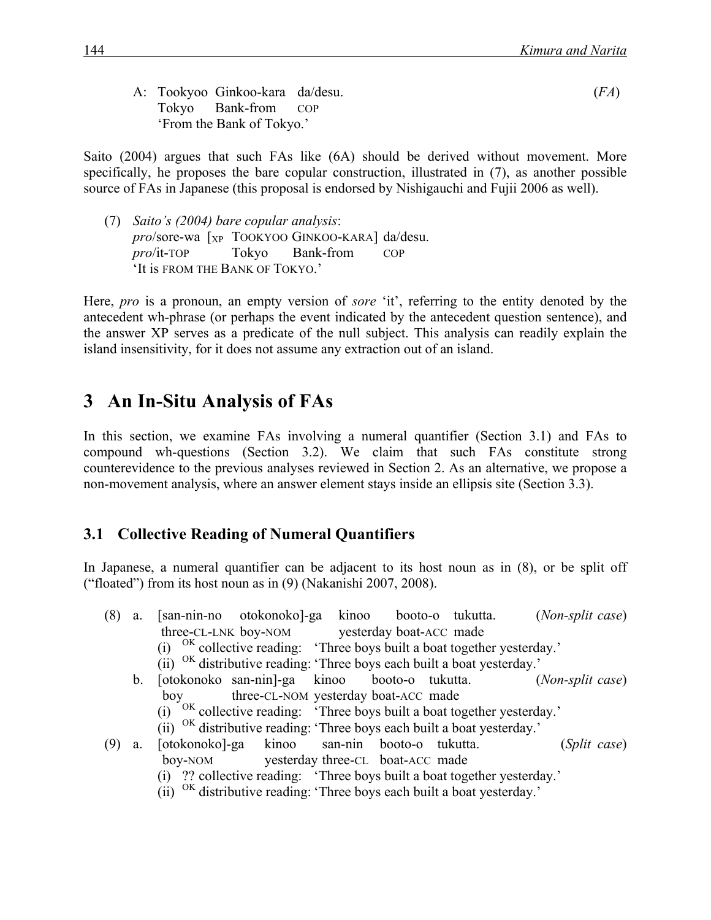A: Tookyoo Ginkoo-kara da/desu. (*FA*)
Tokyo Bank-from COP
'From the Bank of Tokyo.'

Saito (2004) argues that such FAs like (6A) should be derived without movement. More specifically, he proposes the bare copular construction, illustrated in (7), as another possible source of FAs in Japanese (this proposal is endorsed by Nishigauchi and Fujii 2006 as well).

(7) *Saito's (2004) bare copular analysis*:
*pro*/sore-wa [$_{XP}$ TOOKYOO GINKOO-KARA] da/desu.
*pro*/it-TOP Tokyo Bank-from COP
'It is FROM THE BANK OF TOKYO.'

Here, *pro* is a pronoun, an empty version of *sore* 'it', referring to the entity denoted by the antecedent wh-phrase (or perhaps the event indicated by the antecedent question sentence), and the answer XP serves as a predicate of the null subject. This analysis can readily explain the island insensitivity, for it does not assume any extraction out of an island.

# 3 An In-Situ Analysis of FAs

In this section, we examine FAs involving a numeral quantifier (Section 3.1) and FAs to compound wh-questions (Section 3.2). We claim that such FAs constitute strong counterevidence to the previous analyses reviewed in Section 2. As an alternative, we propose a non-movement analysis, where an answer element stays inside an ellipsis site (Section 3.3).

## 3.1 Collective Reading of Numeral Quantifiers

In Japanese, a numeral quantifier can be adjacent to its host noun as in (8), or be split off ("floated") from its host noun as in (9) (Nakanishi 2007, 2008).

(8) a. [san-nin-no otokonoko]-ga kinoo booto-o tukutta. (*Non-split case*)
three-CL-LNK boy-NOM yesterday boat-ACC made
(i) $^{OK}$ collective reading: 'Three boys built a boat together yesterday.'
(ii) $^{OK}$ distributive reading: 'Three boys each built a boat yesterday.'

b. [otokonoko san-nin]-ga kinoo booto-o tukutta. (*Non-split case*)
boy three-CL-NOM yesterday boat-ACC made
(i) $^{OK}$ collective reading: 'Three boys built a boat together yesterday.'
(ii) $^{OK}$ distributive reading: 'Three boys each built a boat yesterday.'

(9) a. [otokonoko]-ga kinoo san-nin booto-o tukutta. (*Split case*)
boy-NOM yesterday three-CL boat-ACC made
(i) ?? collective reading: 'Three boys built a boat together yesterday.'
(ii) $^{OK}$ distributive reading: 'Three boys each built a boat yesterday.'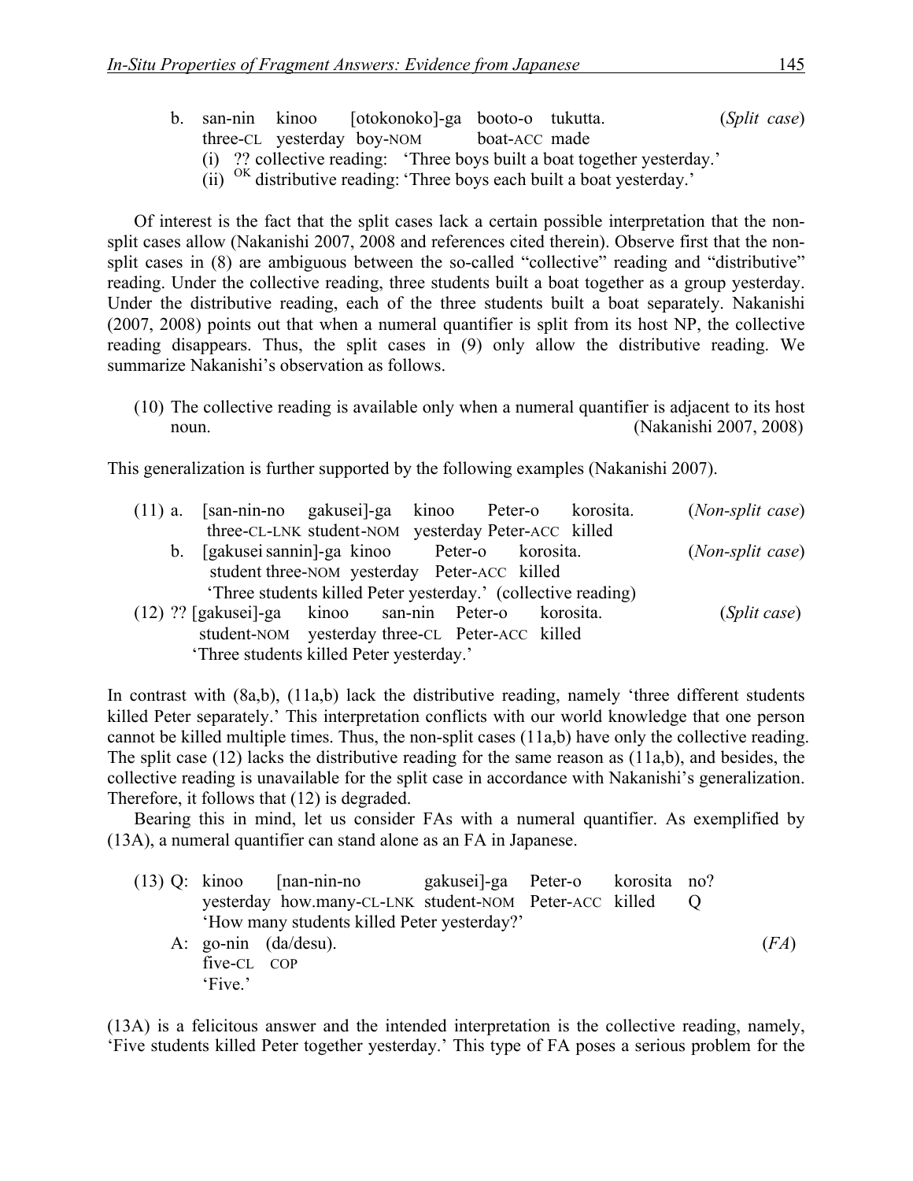b. san-nin kinoo [otokonoko]-ga booto-o tukutta. (*Split case*)
   three-CL yesterday boy-NOM boat-ACC made
   (i) ?? collective reading: 'Three boys built a boat together yesterday.'
   (ii) [OK] distributive reading: 'Three boys each built a boat yesterday.'

Of interest is the fact that the split cases lack a certain possible interpretation that the non-split cases allow (Nakanishi 2007, 2008 and references cited therein). Observe first that the non-split cases in (8) are ambiguous between the so-called "collective" reading and "distributive" reading. Under the collective reading, three students built a boat together as a group yesterday. Under the distributive reading, each of the three students built a boat separately. Nakanishi (2007, 2008) points out that when a numeral quantifier is split from its host NP, the collective reading disappears. Thus, the split cases in (9) only allow the distributive reading. We summarize Nakanishi's observation as follows.

(10) The collective reading is available only when a numeral quantifier is adjacent to its host noun. (Nakanishi 2007, 2008)

This generalization is further supported by the following examples (Nakanishi 2007).

(11) a. [san-nin-no gakusei]-ga kinoo Peter-o korosita. (*Non-split case*)
   three-CL-LNK student-NOM yesterday Peter-ACC killed
   b. [gakusei sannin]-ga kinoo Peter-o korosita. (*Non-split case*)
   student three-NOM yesterday Peter-ACC killed
   'Three students killed Peter yesterday.' (collective reading)

(12) ?? [gakusei]-ga kinoo san-nin Peter-o korosita. (*Split case*)
   student-NOM yesterday three-CL Peter-ACC killed
   'Three students killed Peter yesterday.'

In contrast with (8a,b), (11a,b) lack the distributive reading, namely 'three different students killed Peter separately.' This interpretation conflicts with our world knowledge that one person cannot be killed multiple times. Thus, the non-split cases (11a,b) have only the collective reading. The split case (12) lacks the distributive reading for the same reason as (11a,b), and besides, the collective reading is unavailable for the split case in accordance with Nakanishi's generalization. Therefore, it follows that (12) is degraded.

Bearing this in mind, let us consider FAs with a numeral quantifier. As exemplified by (13A), a numeral quantifier can stand alone as an FA in Japanese.

(13) Q: kinoo [nan-nin-no gakusei]-ga Peter-o korosita no?
   yesterday how.many-CL-LNK student-NOM Peter-ACC killed Q
   'How many students killed Peter yesterday?'
   A: go-nin (da/desu). (*FA*)
   five-CL COP
   'Five.'

(13A) is a felicitous answer and the intended interpretation is the collective reading, namely, 'Five students killed Peter together yesterday.' This type of FA poses a serious problem for the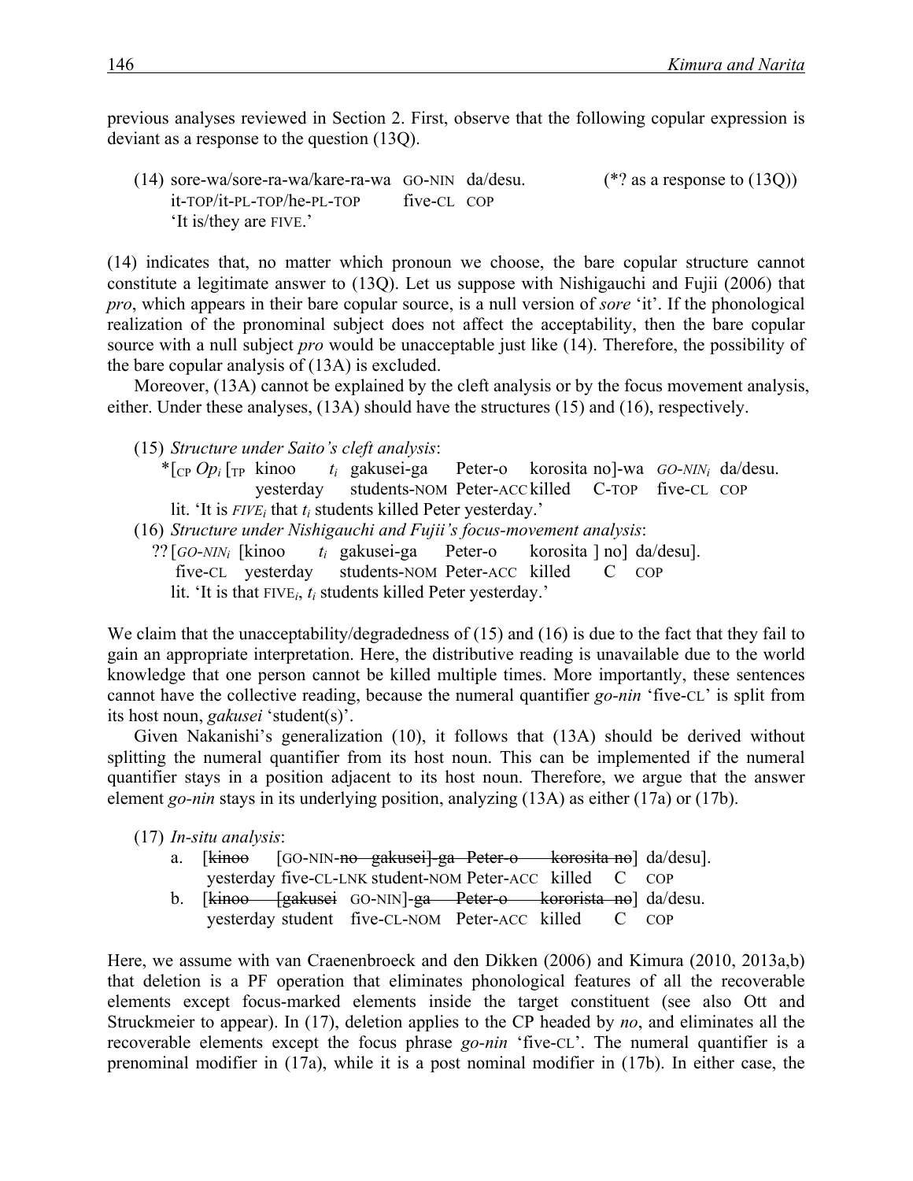previous analyses reviewed in Section 2. First, observe that the following copular expression is deviant as a response to the question (13Q).

(14) sore-wa/sore-ra-wa/kare-ra-wa GO-NIN da/desu. (*? as a response to (13Q))
it-TOP/it-PL-TOP/he-PL-TOP five-CL COP
'It is/they are FIVE.'

(14) indicates that, no matter which pronoun we choose, the bare copular structure cannot constitute a legitimate answer to (13Q). Let us suppose with Nishigauchi and Fujii (2006) that *pro*, which appears in their bare copular source, is a null version of *sore* 'it'. If the phonological realization of the pronominal subject does not affect the acceptability, then the bare copular source with a null subject *pro* would be unacceptable just like (14). Therefore, the possibility of the bare copular analysis of (13A) is excluded.

Moreover, (13A) cannot be explained by the cleft analysis or by the focus movement analysis, either. Under these analyses, (13A) should have the structures (15) and (16), respectively.

(15) *Structure under Saito's cleft analysis*:
*[$_{CP}$ *Op$_i$* [$_{TP}$ kinoo $t_i$ gakusei-ga Peter-o korosita no]-wa *GO-NIN$_i$* da/desu.
yesterday students-NOM Peter-ACC killed C-TOP five-CL COP
lit. 'It is *FIVE$_i$* that $t_i$ students killed Peter yesterday.'

(16) *Structure under Nishigauchi and Fujii's focus-movement analysis*:
?? [*GO-NIN$_i$* [kinoo $t_i$ gakusei-ga Peter-o korosita ] no] da/desu].
five-CL yesterday students-NOM Peter-ACC killed C COP
lit. 'It is that FIVE$_i$, $t_i$ students killed Peter yesterday.'

We claim that the unacceptability/degradedness of (15) and (16) is due to the fact that they fail to gain an appropriate interpretation. Here, the distributive reading is unavailable due to the world knowledge that one person cannot be killed multiple times. More importantly, these sentences cannot have the collective reading, because the numeral quantifier *go-nin* 'five-CL' is split from its host noun, *gakusei* 'student(s)'.

Given Nakanishi's generalization (10), it follows that (13A) should be derived without splitting the numeral quantifier from its host noun. This can be implemented if the numeral quantifier stays in a position adjacent to its host noun. Therefore, we argue that the answer element *go-nin* stays in its underlying position, analyzing (13A) as either (17a) or (17b).

(17) *In-situ analysis*:
a. [~~kinoo~~ [GO-NIN-~~no gakusei]-ga Peter-o korosita no~~] da/desu].
yesterday five-CL-LNK student-NOM Peter-ACC killed C COP
b. [~~kinoo [gakusei~~ GO-NIN]-~~ga Peter-o kororista no~~] da/desu.
yesterday student five-CL-NOM Peter-ACC killed C COP

Here, we assume with van Craenenbroeck and den Dikken (2006) and Kimura (2010, 2013a,b) that deletion is a PF operation that eliminates phonological features of all the recoverable elements except focus-marked elements inside the target constituent (see also Ott and Struckmeier to appear). In (17), deletion applies to the CP headed by *no*, and eliminates all the recoverable elements except the focus phrase *go-nin* 'five-CL'. The numeral quantifier is a prenominal modifier in (17a), while it is a post nominal modifier in (17b). In either case, the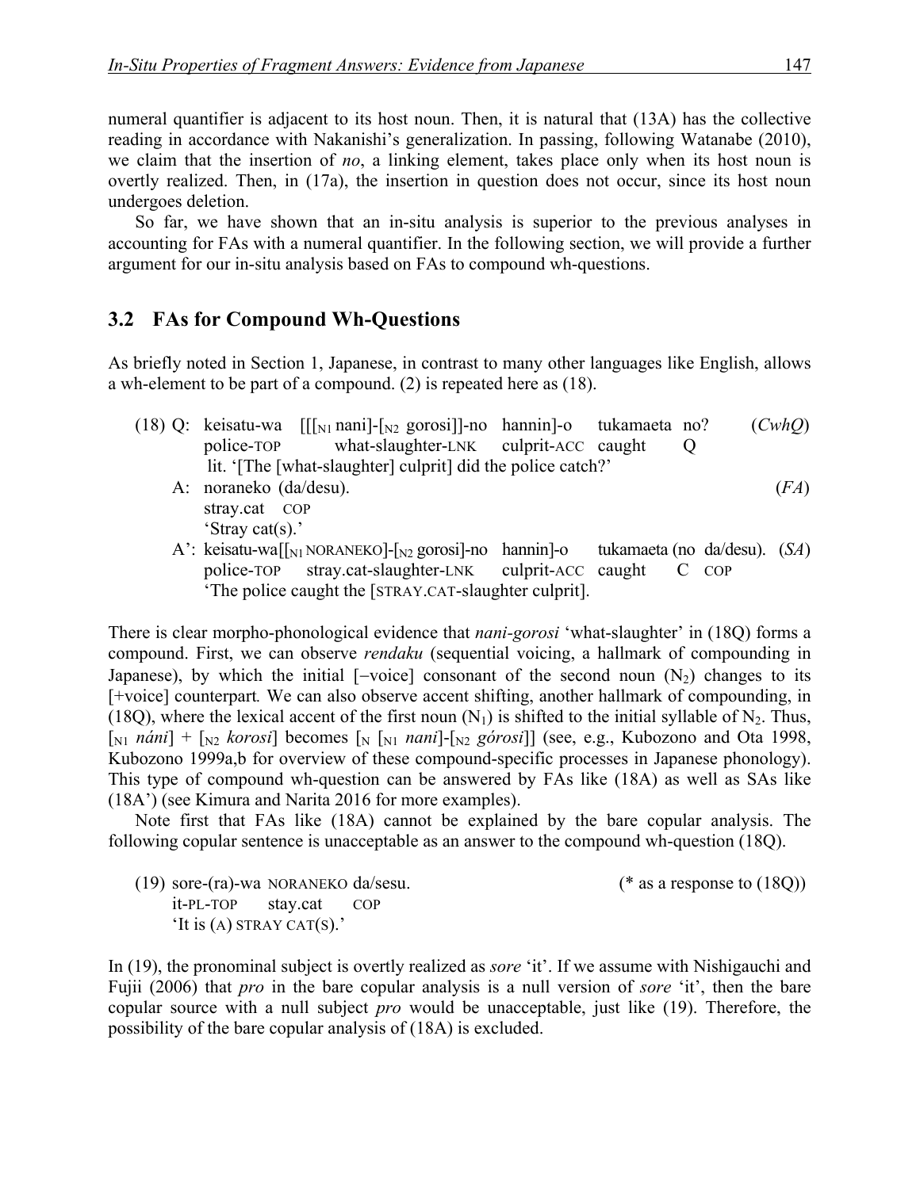numeral quantifier is adjacent to its host noun. Then, it is natural that (13A) has the collective reading in accordance with Nakanishi's generalization. In passing, following Watanabe (2010), we claim that the insertion of *no*, a linking element, takes place only when its host noun is overtly realized. Then, in (17a), the insertion in question does not occur, since its host noun undergoes deletion.

So far, we have shown that an in-situ analysis is superior to the previous analyses in accounting for FAs with a numeral quantifier. In the following section, we will provide a further argument for our in-situ analysis based on FAs to compound wh-questions.

## 3.2 FAs for Compound Wh-Questions

As briefly noted in Section 1, Japanese, in contrast to many other languages like English, allows a wh-element to be part of a compound. (2) is repeated here as (18).

(18) Q: keisatu-wa [[[$_{N1}$ nani]-[$_{N2}$ gorosi]]-no hannin]-o tukamaeta no? (*CwhQ*)
police-TOP what-slaughter-LNK culprit-ACC caught Q
lit. '[The [what-slaughter] culprit] did the police catch?'

A: noraneko (da/desu). (*FA*)
stray.cat COP
'Stray cat(s).'

A': keisatu-wa[[$_{N1}$ NORANEKO]-[$_{N2}$ gorosi]-no hannin]-o tukamaeta (no da/desu). (*SA*)
police-TOP stray.cat-slaughter-LNK culprit-ACC caught C COP
'The police caught the [STRAY.CAT-slaughter culprit].

There is clear morpho-phonological evidence that *nani-gorosi* 'what-slaughter' in (18Q) forms a compound. First, we can observe *rendaku* (sequential voicing, a hallmark of compounding in Japanese), by which the initial [−voice] consonant of the second noun ($N_2$) changes to its [+voice] counterpart. We can also observe accent shifting, another hallmark of compounding, in (18Q), where the lexical accent of the first noun ($N_1$) is shifted to the initial syllable of $N_2$. Thus, [$_{N1}$ *náni*] + [$_{N2}$ *korosi*] becomes [$_{N}$ [$_{N1}$ *nani*]-[$_{N2}$ *górosi*]] (see, e.g., Kubozono and Ota 1998, Kubozono 1999a,b for overview of these compound-specific processes in Japanese phonology). This type of compound wh-question can be answered by FAs like (18A) as well as SAs like (18A') (see Kimura and Narita 2016 for more examples).

Note first that FAs like (18A) cannot be explained by the bare copular analysis. The following copular sentence is unacceptable as an answer to the compound wh-question (18Q).

(19) sore-(ra)-wa NORANEKO da/sesu. (* as a response to (18Q))
it-PL-TOP stay.cat COP
'It is (A) STRAY CAT(S).'

In (19), the pronominal subject is overtly realized as *sore* 'it'. If we assume with Nishigauchi and Fujii (2006) that *pro* in the bare copular analysis is a null version of *sore* 'it', then the bare copular source with a null subject *pro* would be unacceptable, just like (19). Therefore, the possibility of the bare copular analysis of (18A) is excluded.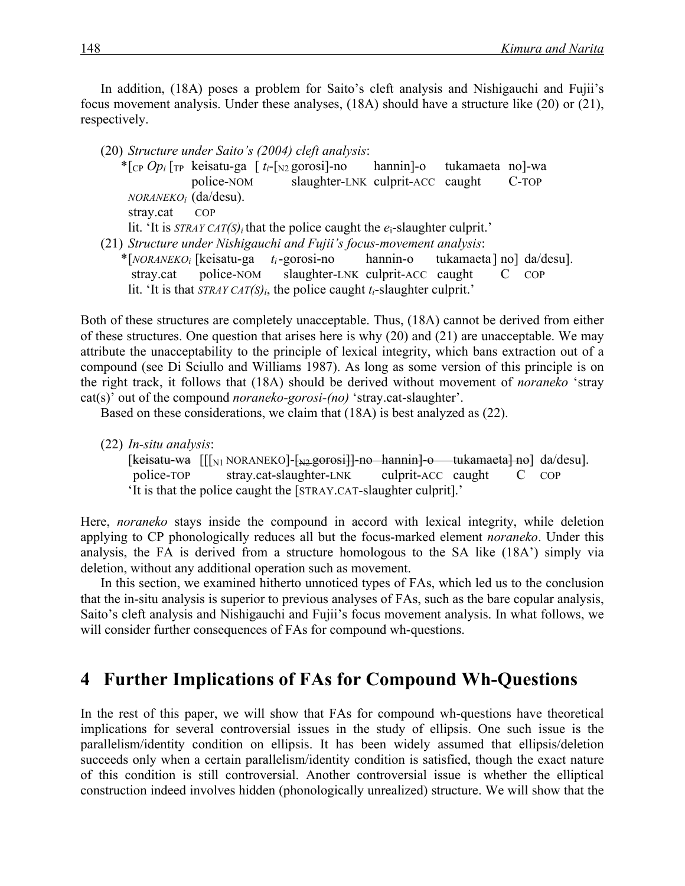In addition, (18A) poses a problem for Saito's cleft analysis and Nishigauchi and Fujii's focus movement analysis. Under these analyses, (18A) should have a structure like (20) or (21), respectively.

(20) *Structure under Saito's (2004) cleft analysis*:
 *[$_{CP}$ *Op$_i$* [$_{TP}$ keisatu-ga [ $t_i$-[$_{N2}$ gorosi]-no hannin]-o tukamaeta no]-wa
  police-NOM slaughter-LNK culprit-ACC caught C-TOP
 *NORANEKO$_i$* (da/desu).
 stray.cat COP
 lit. 'It is *STRAY CAT(S)$_i$* that the police caught the $e_i$-slaughter culprit.'

(21) *Structure under Nishigauchi and Fujii's focus-movement analysis*:
 *[*NORANEKO$_i$* [keisatu-ga $t_i$-gorosi-no hannin-o tukamaeta] no] da/desu].
 stray.cat police-NOM slaughter-LNK culprit-ACC caught C COP
 lit. 'It is that *STRAY CAT(S)$_i$*, the police caught $t_i$-slaughter culprit.'

Both of these structures are completely unacceptable. Thus, (18A) cannot be derived from either of these structures. One question that arises here is why (20) and (21) are unacceptable. We may attribute the unacceptability to the principle of lexical integrity, which bans extraction out of a compound (see Di Sciullo and Williams 1987). As long as some version of this principle is on the right track, it follows that (18A) should be derived without movement of *noraneko* 'stray cat(s)' out of the compound *noraneko-gorosi-(no)* 'stray.cat-slaughter'.

Based on these considerations, we claim that (18A) is best analyzed as (22).

(22) *In-situ analysis*:
 [~~keisatu-wa~~ [[[$_{N1}$ NORANEKO]-~~[$_{N2}$ gorosi]]-no hannin]-o tukamaeta] no~~] da/desu].
 police-TOP stray.cat-slaughter-LNK culprit-ACC caught C COP
 'It is that the police caught the [STRAY.CAT-slaughter culprit].'

Here, *noraneko* stays inside the compound in accord with lexical integrity, while deletion applying to CP phonologically reduces all but the focus-marked element *noraneko*. Under this analysis, the FA is derived from a structure homologous to the SA like (18A') simply via deletion, without any additional operation such as movement.

In this section, we examined hitherto unnoticed types of FAs, which led us to the conclusion that the in-situ analysis is superior to previous analyses of FAs, such as the bare copular analysis, Saito's cleft analysis and Nishigauchi and Fujii's focus movement analysis. In what follows, we will consider further consequences of FAs for compound wh-questions.

# 4 Further Implications of FAs for Compound Wh-Questions

In the rest of this paper, we will show that FAs for compound wh-questions have theoretical implications for several controversial issues in the study of ellipsis. One such issue is the parallelism/identity condition on ellipsis. It has been widely assumed that ellipsis/deletion succeeds only when a certain parallelism/identity condition is satisfied, though the exact nature of this condition is still controversial. Another controversial issue is whether the elliptical construction indeed involves hidden (phonologically unrealized) structure. We will show that the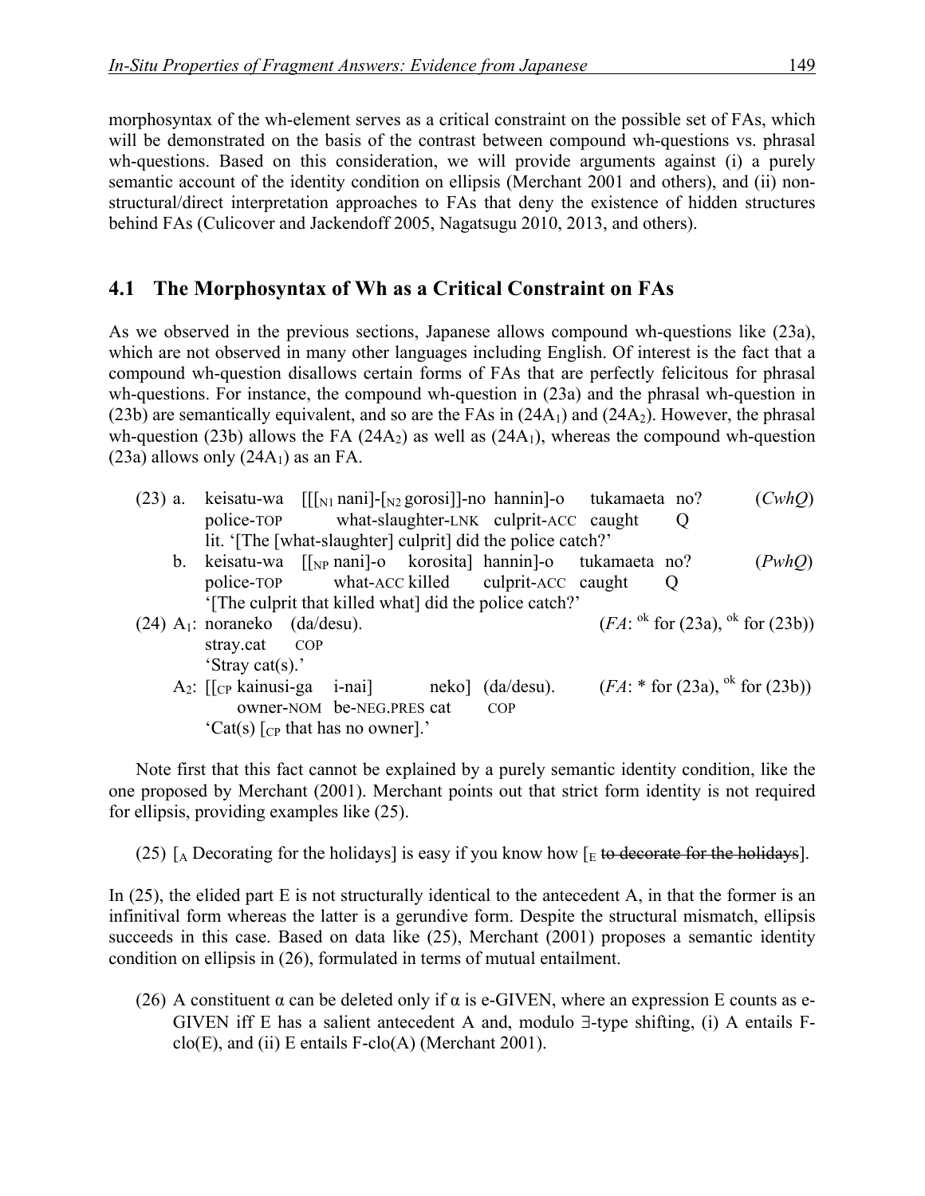morphosyntax of the wh-element serves as a critical constraint on the possible set of FAs, which will be demonstrated on the basis of the contrast between compound wh-questions vs. phrasal wh-questions. Based on this consideration, we will provide arguments against (i) a purely semantic account of the identity condition on ellipsis (Merchant 2001 and others), and (ii) non-structural/direct interpretation approaches to FAs that deny the existence of hidden structures behind FAs (Culicover and Jackendoff 2005, Nagatsugu 2010, 2013, and others).

## 4.1 The Morphosyntax of Wh as a Critical Constraint on FAs

As we observed in the previous sections, Japanese allows compound wh-questions like (23a), which are not observed in many other languages including English. Of interest is the fact that a compound wh-question disallows certain forms of FAs that are perfectly felicitous for phrasal wh-questions. For instance, the compound wh-question in (23a) and the phrasal wh-question in (23b) are semantically equivalent, and so are the FAs in (24A$_1$) and (24A$_2$). However, the phrasal wh-question (23b) allows the FA (24A$_2$) as well as (24A$_1$), whereas the compound wh-question (23a) allows only (24A$_1$) as an FA.

(23) a. keisatu-wa [[[$_{N1}$ nani]-[$_{N2}$ gorosi]]-no hannin]-o tukamaeta no? (*CwhQ*)
   police-TOP what-slaughter-LNK culprit-ACC caught Q
   lit. '[The [what-slaughter] culprit] did the police catch?'

   b. keisatu-wa [[$_{NP}$ nani]-o korosita] hannin]-o tukamaeta no? (*PwhQ*)
   police-TOP what-ACC killed culprit-ACC caught Q
   '[The culprit that killed what] did the police catch?'

(24) A$_1$: noraneko (da/desu). (*FA*: $^{ok}$ for (23a), $^{ok}$ for (23b))
   stray.cat COP
   'Stray cat(s).'

   A$_2$: [[$_{CP}$ kainusi-ga i-nai] neko] (da/desu). (*FA*: * for (23a), $^{ok}$ for (23b))
   owner-NOM be-NEG.PRES cat COP
   'Cat(s) [$_{CP}$ that has no owner].'

Note first that this fact cannot be explained by a purely semantic identity condition, like the one proposed by Merchant (2001). Merchant points out that strict form identity is not required for ellipsis, providing examples like (25).

(25) [$_A$ Decorating for the holidays] is easy if you know how [$_E$ ~~to decorate for the holidays~~].

In (25), the elided part E is not structurally identical to the antecedent A, in that the former is an infinitival form whereas the latter is a gerundive form. Despite the structural mismatch, ellipsis succeeds in this case. Based on data like (25), Merchant (2001) proposes a semantic identity condition on ellipsis in (26), formulated in terms of mutual entailment.

(26) A constituent α can be deleted only if α is e-GIVEN, where an expression E counts as e-GIVEN iff E has a salient antecedent A and, modulo ∃-type shifting, (i) A entails F-clo(E), and (ii) E entails F-clo(A) (Merchant 2001).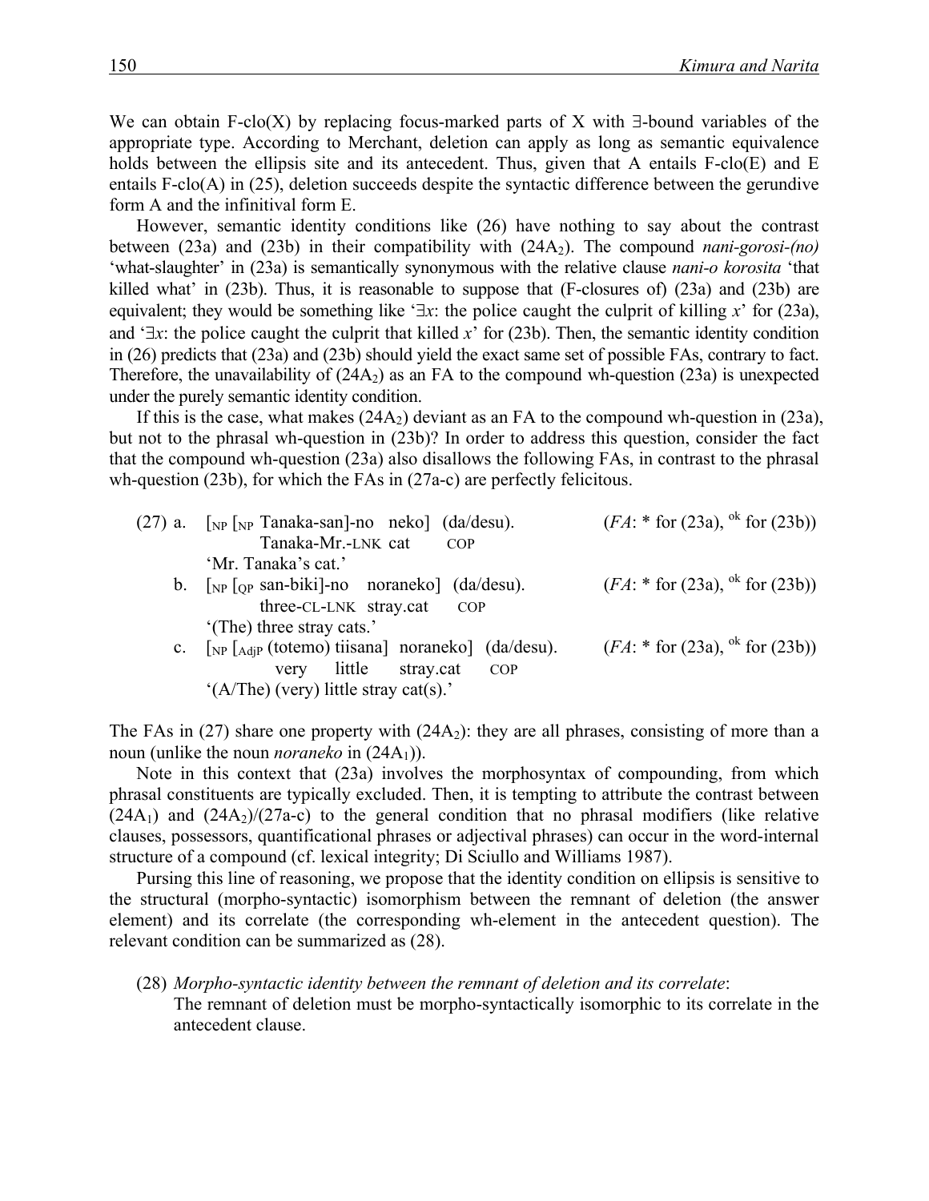We can obtain F-clo(X) by replacing focus-marked parts of X with ∃-bound variables of the appropriate type. According to Merchant, deletion can apply as long as semantic equivalence holds between the ellipsis site and its antecedent. Thus, given that A entails F-clo(E) and E entails F-clo(A) in (25), deletion succeeds despite the syntactic difference between the gerundive form A and the infinitival form E.

However, semantic identity conditions like (26) have nothing to say about the contrast between (23a) and (23b) in their compatibility with ($24A_2$). The compound *nani-gorosi-(no)* 'what-slaughter' in (23a) is semantically synonymous with the relative clause *nani-o korosita* 'that killed what' in (23b). Thus, it is reasonable to suppose that (F-closures of) (23a) and (23b) are equivalent; they would be something like '∃*x*: the police caught the culprit of killing *x*' for (23a), and '∃*x*: the police caught the culprit that killed *x*' for (23b). Then, the semantic identity condition in (26) predicts that (23a) and (23b) should yield the exact same set of possible FAs, contrary to fact. Therefore, the unavailability of ($24A_2$) as an FA to the compound wh-question (23a) is unexpected under the purely semantic identity condition.

If this is the case, what makes ($24A_2$) deviant as an FA to the compound wh-question in (23a), but not to the phrasal wh-question in (23b)? In order to address this question, consider the fact that the compound wh-question (23a) also disallows the following FAs, in contrast to the phrasal wh-question (23b), for which the FAs in (27a-c) are perfectly felicitous.

(27) a. [$_{NP}$ [$_{NP}$ Tanaka-san]-no neko] (da/desu). (*FA*: * for (23a), $^{ok}$ for (23b))
   Tanaka-Mr.-LNK cat COP
   'Mr. Tanaka's cat.'

b. [$_{NP}$ [$_{QP}$ san-biki]-no noraneko] (da/desu). (*FA*: * for (23a), $^{ok}$ for (23b))
   three-CL-LNK stray.cat COP
   '(The) three stray cats.'

c. [$_{NP}$ [$_{AdjP}$ (totemo) tiisana] noraneko] (da/desu). (*FA*: * for (23a), $^{ok}$ for (23b))
   very little stray.cat COP
   '(A/The) (very) little stray cat(s).'

The FAs in (27) share one property with ($24A_2$): they are all phrases, consisting of more than a noun (unlike the noun *noraneko* in ($24A_1$)).

Note in this context that (23a) involves the morphosyntax of compounding, from which phrasal constituents are typically excluded. Then, it is tempting to attribute the contrast between ($24A_1$) and ($24A_2$)/(27a-c) to the general condition that no phrasal modifiers (like relative clauses, possessors, quantificational phrases or adjectival phrases) can occur in the word-internal structure of a compound (cf. lexical integrity; Di Sciullo and Williams 1987).

Pursing this line of reasoning, we propose that the identity condition on ellipsis is sensitive to the structural (morpho-syntactic) isomorphism between the remnant of deletion (the answer element) and its correlate (the corresponding wh-element in the antecedent question). The relevant condition can be summarized as (28).

(28) *Morpho-syntactic identity between the remnant of deletion and its correlate*:
The remnant of deletion must be morpho-syntactically isomorphic to its correlate in the antecedent clause.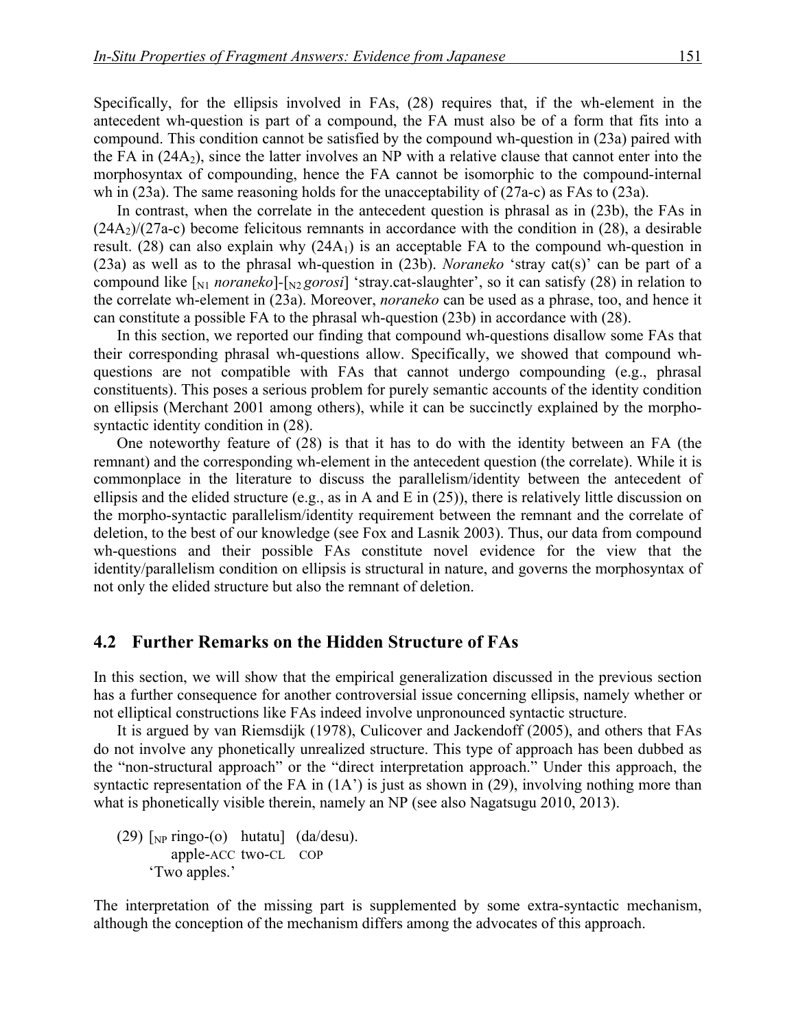Specifically, for the ellipsis involved in FAs, (28) requires that, if the wh-element in the antecedent wh-question is part of a compound, the FA must also be of a form that fits into a compound. This condition cannot be satisfied by the compound wh-question in (23a) paired with the FA in ($24A_2$), since the latter involves an NP with a relative clause that cannot enter into the morphosyntax of compounding, hence the FA cannot be isomorphic to the compound-internal wh in (23a). The same reasoning holds for the unacceptability of (27a-c) as FAs to (23a).

In contrast, when the correlate in the antecedent question is phrasal as in (23b), the FAs in ($24A_2$)/(27a-c) become felicitous remnants in accordance with the condition in (28), a desirable result. (28) can also explain why ($24A_1$) is an acceptable FA to the compound wh-question in (23a) as well as to the phrasal wh-question in (23b). *Noraneko* 'stray cat(s)' can be part of a compound like [$_{N1}$ *noraneko*]-[$_{N2}$ *gorosi*] 'stray.cat-slaughter', so it can satisfy (28) in relation to the correlate wh-element in (23a). Moreover, *noraneko* can be used as a phrase, too, and hence it can constitute a possible FA to the phrasal wh-question (23b) in accordance with (28).

In this section, we reported our finding that compound wh-questions disallow some FAs that their corresponding phrasal wh-questions allow. Specifically, we showed that compound wh-questions are not compatible with FAs that cannot undergo compounding (e.g., phrasal constituents). This poses a serious problem for purely semantic accounts of the identity condition on ellipsis (Merchant 2001 among others), while it can be succinctly explained by the morpho-syntactic identity condition in (28).

One noteworthy feature of (28) is that it has to do with the identity between an FA (the remnant) and the corresponding wh-element in the antecedent question (the correlate). While it is commonplace in the literature to discuss the parallelism/identity between the antecedent of ellipsis and the elided structure (e.g., as in A and E in (25)), there is relatively little discussion on the morpho-syntactic parallelism/identity requirement between the remnant and the correlate of deletion, to the best of our knowledge (see Fox and Lasnik 2003). Thus, our data from compound wh-questions and their possible FAs constitute novel evidence for the view that the identity/parallelism condition on ellipsis is structural in nature, and governs the morphosyntax of not only the elided structure but also the remnant of deletion.

## 4.2 Further Remarks on the Hidden Structure of FAs

In this section, we will show that the empirical generalization discussed in the previous section has a further consequence for another controversial issue concerning ellipsis, namely whether or not elliptical constructions like FAs indeed involve unpronounced syntactic structure.

It is argued by van Riemsdijk (1978), Culicover and Jackendoff (2005), and others that FAs do not involve any phonetically unrealized structure. This type of approach has been dubbed as the "non-structural approach" or the "direct interpretation approach." Under this approach, the syntactic representation of the FA in (1A') is just as shown in (29), involving nothing more than what is phonetically visible therein, namely an NP (see also Nagatsugu 2010, 2013).

(29) [$_{NP}$ ringo-(o) hutatu] (da/desu).
 apple-ACC two-CL COP
 'Two apples.'

The interpretation of the missing part is supplemented by some extra-syntactic mechanism, although the conception of the mechanism differs among the advocates of this approach.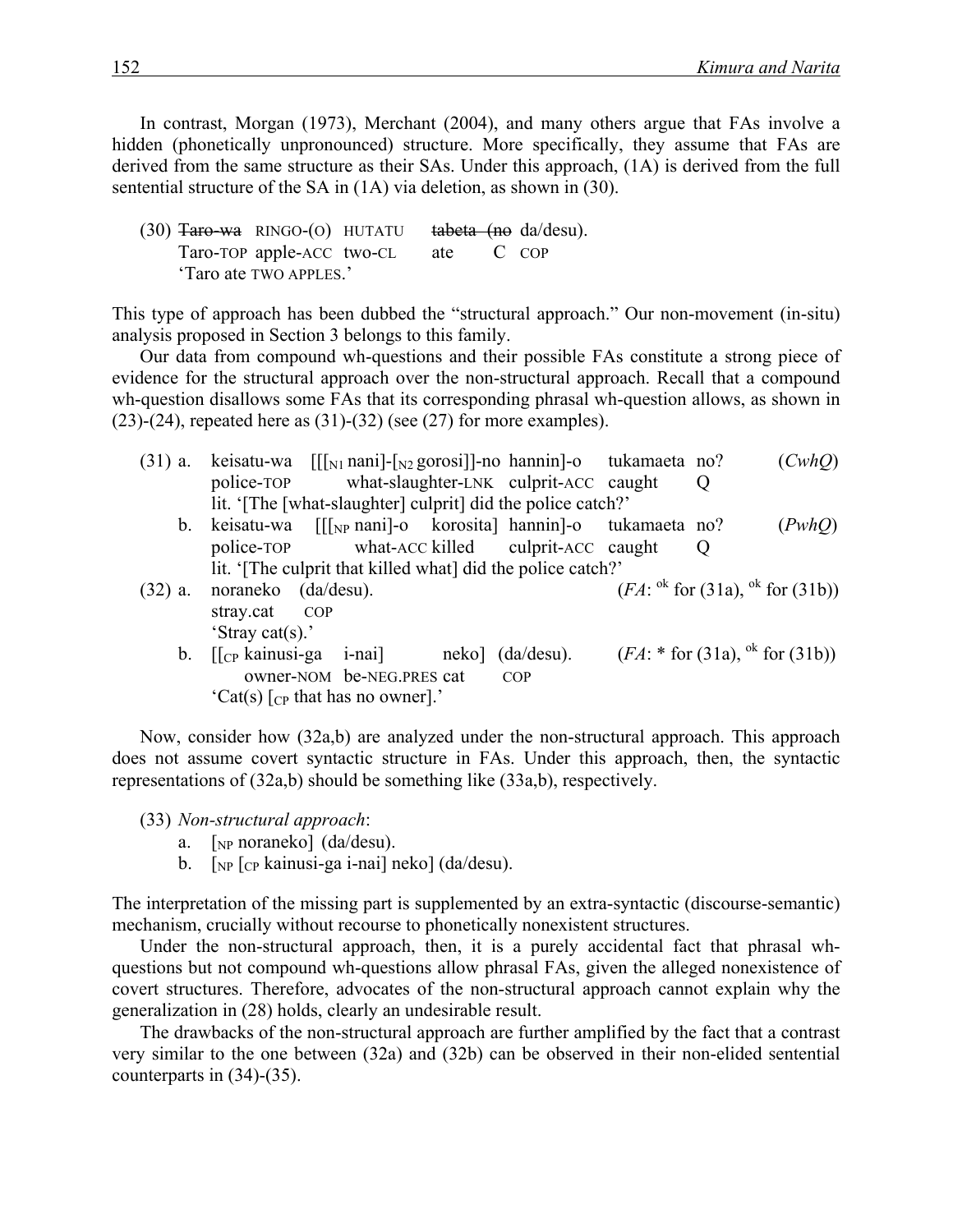In contrast, Morgan (1973), Merchant (2004), and many others argue that FAs involve a hidden (phonetically unpronounced) structure. More specifically, they assume that FAs are derived from the same structure as their SAs. Under this approach, (1A) is derived from the full sentential structure of the SA in (1A) via deletion, as shown in (30).

(30) ~~Taro-wa~~ RINGO-(O) HUTATU ~~tabeta (no~~ da/desu).
     Taro-TOP apple-ACC two-CL ate C COP
     'Taro ate TWO APPLES.'

This type of approach has been dubbed the "structural approach." Our non-movement (in-situ) analysis proposed in Section 3 belongs to this family.

Our data from compound wh-questions and their possible FAs constitute a strong piece of evidence for the structural approach over the non-structural approach. Recall that a compound wh-question disallows some FAs that its corresponding phrasal wh-question allows, as shown in (23)-(24), repeated here as (31)-(32) (see (27) for more examples).

(31) a. keisatu-wa [[[$_{N1}$ nani]-[$_{N2}$ gorosi]]-no hannin]-o tukamaeta no? (*CwhQ*)
        police-TOP what-slaughter-LNK culprit-ACC caught Q
        lit. '[The [what-slaughter] culprit] did the police catch?'
     b. keisatu-wa [[[$_{NP}$ nani]-o korosita] hannin]-o tukamaeta no? (*PwhQ*)
        police-TOP what-ACC killed culprit-ACC caught Q
        lit. '[The culprit that killed what] did the police catch?'

(32) a. noraneko (da/desu). (*FA*: $^{ok}$ for (31a), $^{ok}$ for (31b))
        stray.cat COP
        'Stray cat(s).'
     b. [[$_{CP}$ kainusi-ga i-nai] neko] (da/desu). (*FA*: * for (31a), $^{ok}$ for (31b))
        owner-NOM be-NEG.PRES cat COP
        'Cat(s) [$_{CP}$ that has no owner].'

Now, consider how (32a,b) are analyzed under the non-structural approach. This approach does not assume covert syntactic structure in FAs. Under this approach, then, the syntactic representations of (32a,b) should be something like (33a,b), respectively.

(33) *Non-structural approach*:
     a. [$_{NP}$ noraneko] (da/desu).
     b. [$_{NP}$ [$_{CP}$ kainusi-ga i-nai] neko] (da/desu).

The interpretation of the missing part is supplemented by an extra-syntactic (discourse-semantic) mechanism, crucially without recourse to phonetically nonexistent structures.

Under the non-structural approach, then, it is a purely accidental fact that phrasal wh-questions but not compound wh-questions allow phrasal FAs, given the alleged nonexistence of covert structures. Therefore, advocates of the non-structural approach cannot explain why the generalization in (28) holds, clearly an undesirable result.

The drawbacks of the non-structural approach are further amplified by the fact that a contrast very similar to the one between (32a) and (32b) can be observed in their non-elided sentential counterparts in (34)-(35).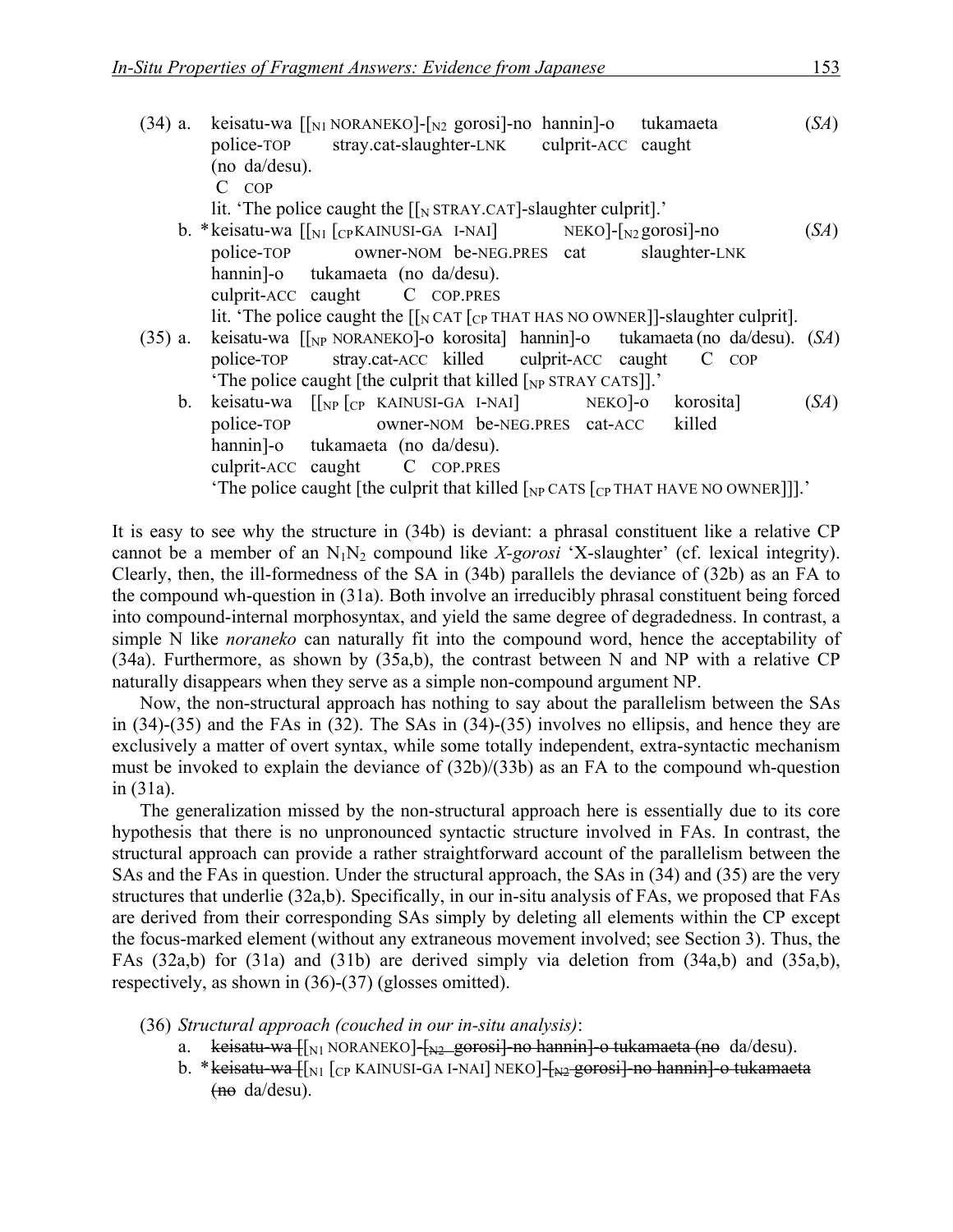(34) a. keisatu-wa [[$_{N1}$ NORANEKO]-[$_{N2}$ gorosi]-no hannin]-o tukamaeta (*SA*)
   police-TOP stray.cat-slaughter-LNK culprit-ACC caught
   (no da/desu).
   C COP
   lit. 'The police caught the [[$_{N}$ STRAY.CAT]-slaughter culprit].'

 b. *keisatu-wa [[$_{N1}$ [$_{CP}$ KAINUSI-GA I-NAI] NEKO]-[$_{N2}$ gorosi]-no (*SA*)
   police-TOP owner-NOM be-NEG.PRES cat slaughter-LNK
   hannin]-o tukamaeta (no da/desu).
   culprit-ACC caught C COP.PRES
   lit. 'The police caught the [[$_{N}$ CAT [$_{CP}$ THAT HAS NO OWNER]]-slaughter culprit].

(35) a. keisatu-wa [[$_{NP}$ NORANEKO]-o korosita] hannin]-o tukamaeta (no da/desu). (*SA*)
   police-TOP stray.cat-ACC killed culprit-ACC caught C COP
   'The police caught [the culprit that killed [$_{NP}$ STRAY CATS]].'

 b. keisatu-wa [[$_{NP}$ [$_{CP}$ KAINUSI-GA I-NAI] NEKO]-o korosita] (*SA*)
   police-TOP owner-NOM be-NEG.PRES cat-ACC killed
   hannin]-o tukamaeta (no da/desu).
   culprit-ACC caught C COP.PRES
   'The police caught [the culprit that killed [$_{NP}$ CATS [$_{CP}$ THAT HAVE NO OWNER]]].'

It is easy to see why the structure in (34b) is deviant: a phrasal constituent like a relative CP cannot be a member of an $N_1N_2$ compound like *X-gorosi* 'X-slaughter' (cf. lexical integrity). Clearly, then, the ill-formedness of the SA in (34b) parallels the deviance of (32b) as an FA to the compound wh-question in (31a). Both involve an irreducibly phrasal constituent being forced into compound-internal morphosyntax, and yield the same degree of degradedness. In contrast, a simple N like *noraneko* can naturally fit into the compound word, hence the acceptability of (34a). Furthermore, as shown by (35a,b), the contrast between N and NP with a relative CP naturally disappears when they serve as a simple non-compound argument NP.

Now, the non-structural approach has nothing to say about the parallelism between the SAs in (34)-(35) and the FAs in (32). The SAs in (34)-(35) involves no ellipsis, and hence they are exclusively a matter of overt syntax, while some totally independent, extra-syntactic mechanism must be invoked to explain the deviance of (32b)/(33b) as an FA to the compound wh-question in (31a).

The generalization missed by the non-structural approach here is essentially due to its core hypothesis that there is no unpronounced syntactic structure involved in FAs. In contrast, the structural approach can provide a rather straightforward account of the parallelism between the SAs and the FAs in question. Under the structural approach, the SAs in (34) and (35) are the very structures that underlie (32a,b). Specifically, in our in-situ analysis of FAs, we proposed that FAs are derived from their corresponding SAs simply by deleting all elements within the CP except the focus-marked element (without any extraneous movement involved; see Section 3). Thus, the FAs (32a,b) for (31a) and (31b) are derived simply via deletion from (34a,b) and (35a,b), respectively, as shown in (36)-(37) (glosses omitted).

(36) *Structural approach (couched in our in-situ analysis)*:
 a. ~~keisatu-wa~~ [[$_{N1}$ NORANEKO]-~~[$_{N2}$ gorosi]-no hannin]-o tukamaeta (no~~ da/desu).
 b. *~~keisatu-wa~~ [[$_{N1}$ [$_{CP}$ KAINUSI-GA I-NAI] NEKO]-~~[$_{N2}$ gorosi]-no hannin]-o tukamaeta~~ ~~(no~~ da/desu).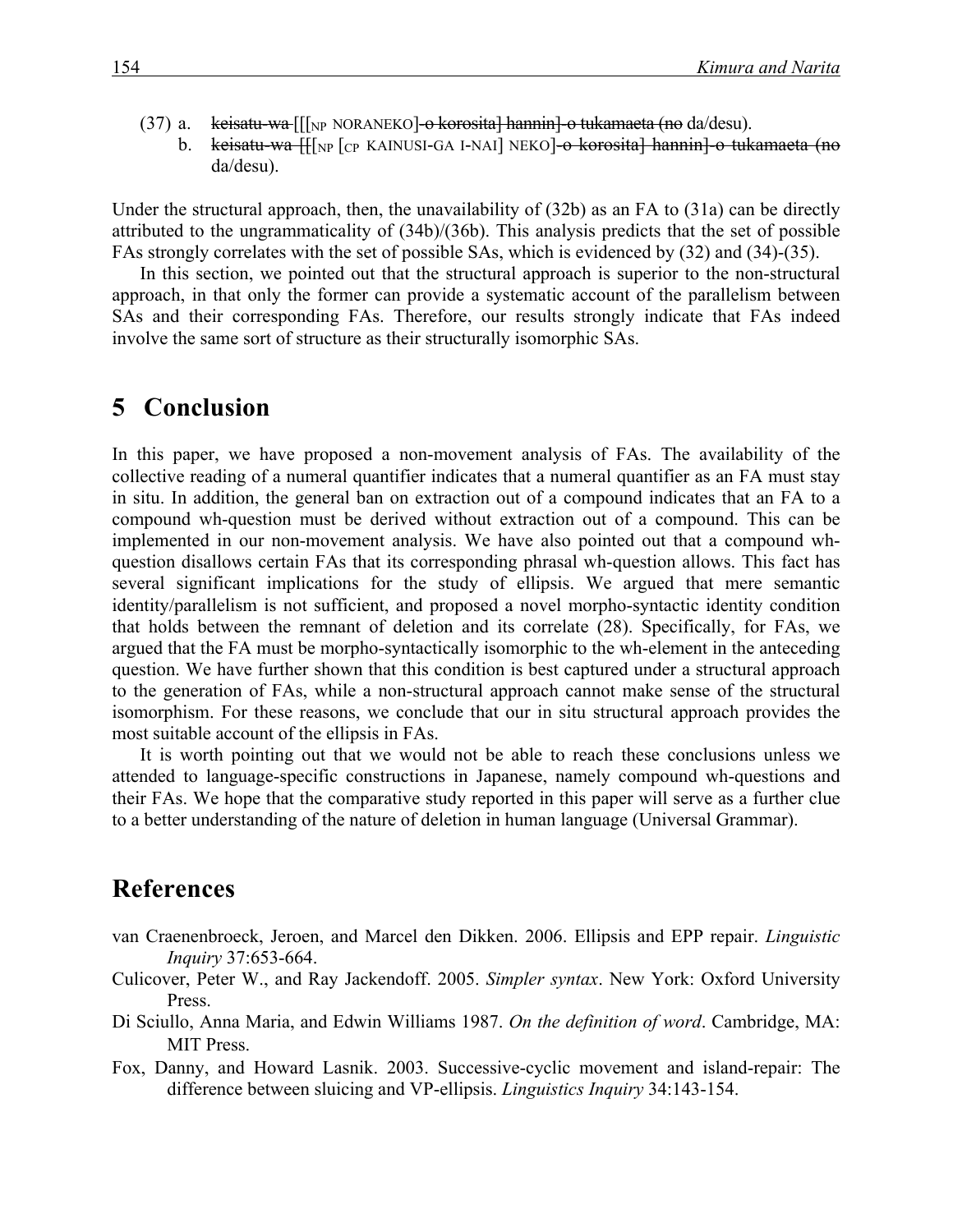(37) a. ~~keisatu-wa~~ [[[$_{NP}$ NORANEKO]~~-o korosita] hannin]-o tukamaeta (no~~ da/desu).

b. ~~keisatu-wa~~ ~~[[~~[$_{NP}$ [$_{CP}$ KAINUSI-GA I-NAI] NEKO]~~-o korosita] hannin]-o tukamaeta (no~~ da/desu).

Under the structural approach, then, the unavailability of (32b) as an FA to (31a) can be directly attributed to the ungrammaticality of (34b)/(36b). This analysis predicts that the set of possible FAs strongly correlates with the set of possible SAs, which is evidenced by (32) and (34)-(35).

In this section, we pointed out that the structural approach is superior to the non-structural approach, in that only the former can provide a systematic account of the parallelism between SAs and their corresponding FAs. Therefore, our results strongly indicate that FAs indeed involve the same sort of structure as their structurally isomorphic SAs.

## 5 Conclusion

In this paper, we have proposed a non-movement analysis of FAs. The availability of the collective reading of a numeral quantifier indicates that a numeral quantifier as an FA must stay in situ. In addition, the general ban on extraction out of a compound indicates that an FA to a compound wh-question must be derived without extraction out of a compound. This can be implemented in our non-movement analysis. We have also pointed out that a compound wh-question disallows certain FAs that its corresponding phrasal wh-question allows. This fact has several significant implications for the study of ellipsis. We argued that mere semantic identity/parallelism is not sufficient, and proposed a novel morpho-syntactic identity condition that holds between the remnant of deletion and its correlate (28). Specifically, for FAs, we argued that the FA must be morpho-syntactically isomorphic to the wh-element in the anteceding question. We have further shown that this condition is best captured under a structural approach to the generation of FAs, while a non-structural approach cannot make sense of the structural isomorphism. For these reasons, we conclude that our in situ structural approach provides the most suitable account of the ellipsis in FAs.

It is worth pointing out that we would not be able to reach these conclusions unless we attended to language-specific constructions in Japanese, namely compound wh-questions and their FAs. We hope that the comparative study reported in this paper will serve as a further clue to a better understanding of the nature of deletion in human language (Universal Grammar).

## References

van Craenenbroeck, Jeroen, and Marcel den Dikken. 2006. Ellipsis and EPP repair. *Linguistic Inquiry* 37:653-664.

Culicover, Peter W., and Ray Jackendoff. 2005. *Simpler syntax*. New York: Oxford University Press.

Di Sciullo, Anna Maria, and Edwin Williams 1987. *On the definition of word*. Cambridge, MA: MIT Press.

Fox, Danny, and Howard Lasnik. 2003. Successive-cyclic movement and island-repair: The difference between sluicing and VP-ellipsis. *Linguistics Inquiry* 34:143-154.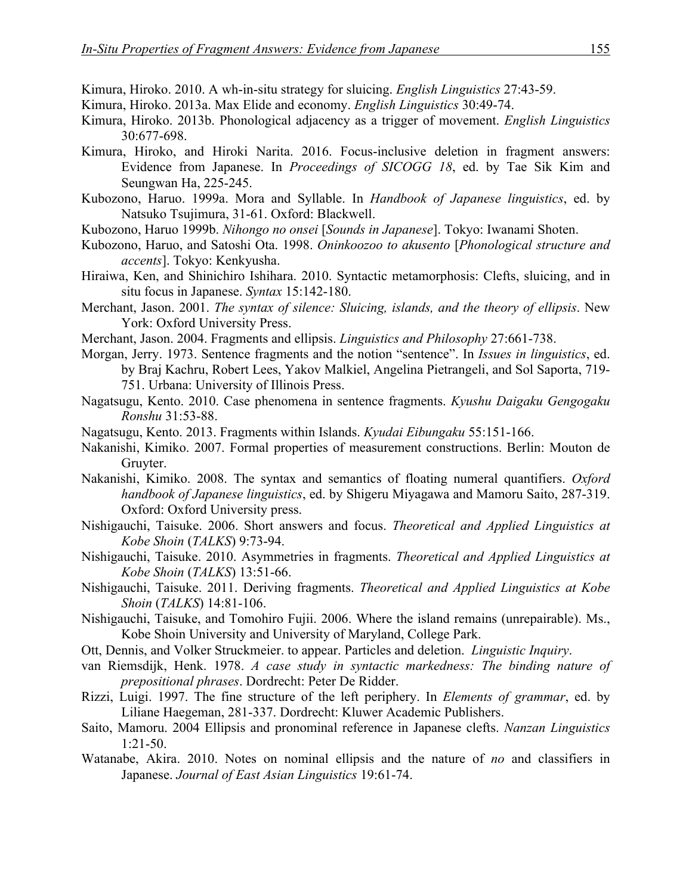Kimura, Hiroko. 2010. A wh-in-situ strategy for sluicing. *English Linguistics* 27:43-59.

Kimura, Hiroko. 2013a. Max Elide and economy. *English Linguistics* 30:49-74.

Kimura, Hiroko. 2013b. Phonological adjacency as a trigger of movement. *English Linguistics* 30:677-698.

Kimura, Hiroko, and Hiroki Narita. 2016. Focus-inclusive deletion in fragment answers: Evidence from Japanese. In *Proceedings of SICOGG 18*, ed. by Tae Sik Kim and Seungwan Ha, 225-245.

Kubozono, Haruo. 1999a. Mora and Syllable. In *Handbook of Japanese linguistics*, ed. by Natsuko Tsujimura, 31-61. Oxford: Blackwell.

Kubozono, Haruo 1999b. *Nihongo no onsei* [*Sounds in Japanese*]. Tokyo: Iwanami Shoten.

Kubozono, Haruo, and Satoshi Ota. 1998. *Oninkoozoo to akusento* [*Phonological structure and accents*]. Tokyo: Kenkyusha.

Hiraiwa, Ken, and Shinichiro Ishihara. 2010. Syntactic metamorphosis: Clefts, sluicing, and in situ focus in Japanese. *Syntax* 15:142-180.

Merchant, Jason. 2001. *The syntax of silence: Sluicing, islands, and the theory of ellipsis*. New York: Oxford University Press.

Merchant, Jason. 2004. Fragments and ellipsis. *Linguistics and Philosophy* 27:661-738.

Morgan, Jerry. 1973. Sentence fragments and the notion "sentence". In *Issues in linguistics*, ed. by Braj Kachru, Robert Lees, Yakov Malkiel, Angelina Pietrangeli, and Sol Saporta, 719-751. Urbana: University of Illinois Press.

Nagatsugu, Kento. 2010. Case phenomena in sentence fragments. *Kyushu Daigaku Gengogaku Ronshu* 31:53-88.

Nagatsugu, Kento. 2013. Fragments within Islands. *Kyudai Eibungaku* 55:151-166.

Nakanishi, Kimiko. 2007. Formal properties of measurement constructions. Berlin: Mouton de Gruyter.

Nakanishi, Kimiko. 2008. The syntax and semantics of floating numeral quantifiers. *Oxford handbook of Japanese linguistics*, ed. by Shigeru Miyagawa and Mamoru Saito, 287-319. Oxford: Oxford University press.

Nishigauchi, Taisuke. 2006. Short answers and focus. *Theoretical and Applied Linguistics at Kobe Shoin* (*TALKS*) 9:73-94.

Nishigauchi, Taisuke. 2010. Asymmetries in fragments. *Theoretical and Applied Linguistics at Kobe Shoin* (*TALKS*) 13:51-66.

Nishigauchi, Taisuke. 2011. Deriving fragments. *Theoretical and Applied Linguistics at Kobe Shoin* (*TALKS*) 14:81-106.

Nishigauchi, Taisuke, and Tomohiro Fujii. 2006. Where the island remains (unrepairable). Ms., Kobe Shoin University and University of Maryland, College Park.

Ott, Dennis, and Volker Struckmeier. to appear. Particles and deletion. *Linguistic Inquiry*.

van Riemsdijk, Henk. 1978. *A case study in syntactic markedness: The binding nature of prepositional phrases*. Dordrecht: Peter De Ridder.

Rizzi, Luigi. 1997. The fine structure of the left periphery. In *Elements of grammar*, ed. by Liliane Haegeman, 281-337. Dordrecht: Kluwer Academic Publishers.

Saito, Mamoru. 2004 Ellipsis and pronominal reference in Japanese clefts. *Nanzan Linguistics* 1:21-50.

Watanabe, Akira. 2010. Notes on nominal ellipsis and the nature of *no* and classifiers in Japanese. *Journal of East Asian Linguistics* 19:61-74.